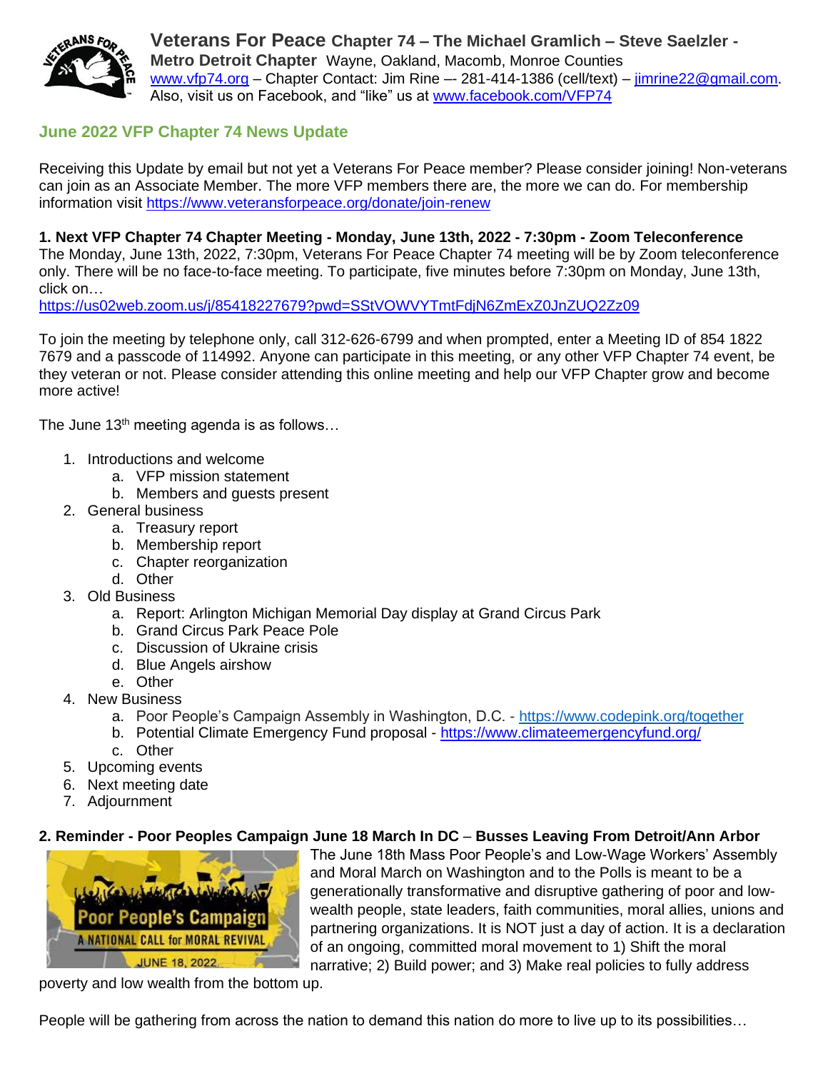**Veterans For Peace Chapter 74 – The Michael Gramlich – Steve Saelzler - Metro Detroit Chapter** Wayne, Oakland, Macomb, Monroe Counties
www.vfp74.org – Chapter Contact: Jim Rine –- 281-414-1386 (cell/text) – jimrine22@gmail.com.
Also, visit us on Facebook, and "like" us at www.facebook.com/VFP74

## June 2022 VFP Chapter 74 News Update

Receiving this Update by email but not yet a Veterans For Peace member? Please consider joining! Non-veterans can join as an Associate Member. The more VFP members there are, the more we can do. For membership information visit https://www.veteransforpeace.org/donate/join-renew

**1. Next VFP Chapter 74 Chapter Meeting - Monday, June 13th, 2022 - 7:30pm - Zoom Teleconference**
The Monday, June 13th, 2022, 7:30pm, Veterans For Peace Chapter 74 meeting will be by Zoom teleconference only. There will be no face-to-face meeting. To participate, five minutes before 7:30pm on Monday, June 13th, click on…
https://us02web.zoom.us/j/85418227679?pwd=SStVOWVYTmtFdjN6ZmExZ0JnZUQ2Zz09

To join the meeting by telephone only, call 312-626-6799 and when prompted, enter a Meeting ID of 854 1822 7679 and a passcode of 114992. Anyone can participate in this meeting, or any other VFP Chapter 74 event, be they veteran or not. Please consider attending this online meeting and help our VFP Chapter grow and become more active!

The June 13th meeting agenda is as follows…

1. Introductions and welcome
   a. VFP mission statement
   b. Members and guests present
2. General business
   a. Treasury report
   b. Membership report
   c. Chapter reorganization
   d. Other
3. Old Business
   a. Report: Arlington Michigan Memorial Day display at Grand Circus Park
   b. Grand Circus Park Peace Pole
   c. Discussion of Ukraine crisis
   d. Blue Angels airshow
   e. Other
4. New Business
   a. Poor People's Campaign Assembly in Washington, D.C. - https://www.codepink.org/together
   b. Potential Climate Emergency Fund proposal - https://www.climateemergencyfund.org/
   c. Other
5. Upcoming events
6. Next meeting date
7. Adjournment

**2. Reminder - Poor Peoples Campaign June 18 March In DC – Busses Leaving From Detroit/Ann Arbor**

The June 18th Mass Poor People's and Low-Wage Workers' Assembly and Moral March on Washington and to the Polls is meant to be a generationally transformative and disruptive gathering of poor and low-wealth people, state leaders, faith communities, moral allies, unions and partnering organizations. It is NOT just a day of action. It is a declaration of an ongoing, committed moral movement to 1) Shift the moral narrative; 2) Build power; and 3) Make real policies to fully address poverty and low wealth from the bottom up.

People will be gathering from across the nation to demand this nation do more to live up to its possibilities…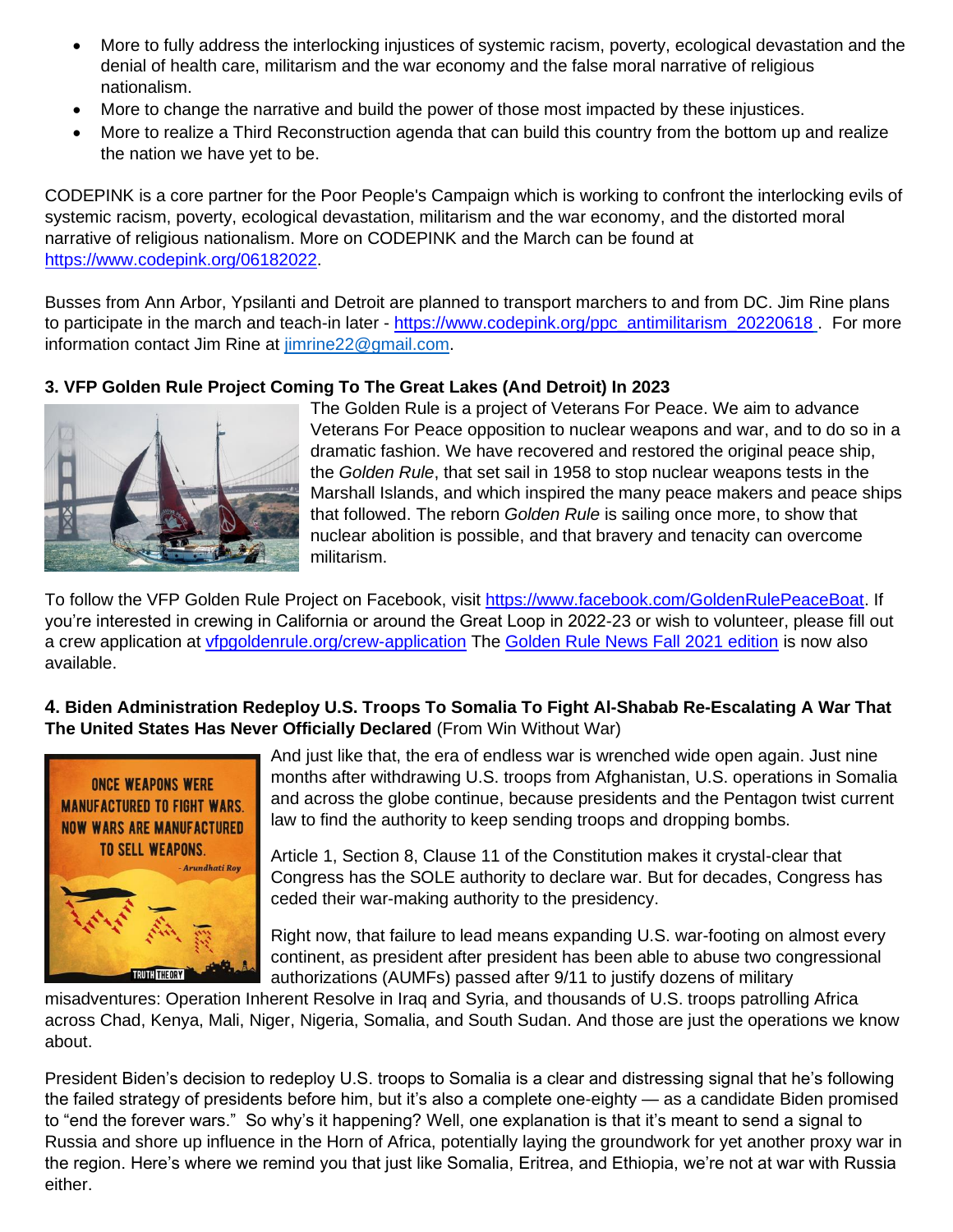- More to fully address the interlocking injustices of systemic racism, poverty, ecological devastation and the denial of health care, militarism and the war economy and the false moral narrative of religious nationalism.
- More to change the narrative and build the power of those most impacted by these injustices.
- More to realize a Third Reconstruction agenda that can build this country from the bottom up and realize the nation we have yet to be.

CODEPINK is a core partner for the Poor People's Campaign which is working to confront the interlocking evils of systemic racism, poverty, ecological devastation, militarism and the war economy, and the distorted moral narrative of religious nationalism. More on CODEPINK and the March can be found at https://www.codepink.org/06182022.

Busses from Ann Arbor, Ypsilanti and Detroit are planned to transport marchers to and from DC. Jim Rine plans to participate in the march and teach-in later - https://www.codepink.org/ppc_antimilitarism_20220618 . For more information contact Jim Rine at jimrine22@gmail.com.

### 3. VFP Golden Rule Project Coming To The Great Lakes (And Detroit) In 2023

The Golden Rule is a project of Veterans For Peace. We aim to advance Veterans For Peace opposition to nuclear weapons and war, and to do so in a dramatic fashion. We have recovered and restored the original peace ship, the *Golden Rule*, that set sail in 1958 to stop nuclear weapons tests in the Marshall Islands, and which inspired the many peace makers and peace ships that followed. The reborn *Golden Rule* is sailing once more, to show that nuclear abolition is possible, and that bravery and tenacity can overcome militarism.

To follow the VFP Golden Rule Project on Facebook, visit https://www.facebook.com/GoldenRulePeaceBoat. If you're interested in crewing in California or around the Great Loop in 2022-23 or wish to volunteer, please fill out a crew application at vfpgoldenrule.org/crew-application The Golden Rule News Fall 2021 edition is now also available.

### 4. Biden Administration Redeploy U.S. Troops To Somalia To Fight Al-Shabab Re-Escalating A War That The United States Has Never Officially Declared (From Win Without War)

And just like that, the era of endless war is wrenched wide open again. Just nine months after withdrawing U.S. troops from Afghanistan, U.S. operations in Somalia and across the globe continue, because presidents and the Pentagon twist current law to find the authority to keep sending troops and dropping bombs.

Article 1, Section 8, Clause 11 of the Constitution makes it crystal-clear that Congress has the SOLE authority to declare war. But for decades, Congress has ceded their war-making authority to the presidency.

Right now, that failure to lead means expanding U.S. war-footing on almost every continent, as president after president has been able to abuse two congressional authorizations (AUMFs) passed after 9/11 to justify dozens of military misadventures: Operation Inherent Resolve in Iraq and Syria, and thousands of U.S. troops patrolling Africa across Chad, Kenya, Mali, Niger, Nigeria, Somalia, and South Sudan. And those are just the operations we know about.

President Biden's decision to redeploy U.S. troops to Somalia is a clear and distressing signal that he's following the failed strategy of presidents before him, but it's also a complete one-eighty — as a candidate Biden promised to "end the forever wars." So why's it happening? Well, one explanation is that it's meant to send a signal to Russia and shore up influence in the Horn of Africa, potentially laying the groundwork for yet another proxy war in the region. Here's where we remind you that just like Somalia, Eritrea, and Ethiopia, we're not at war with Russia either.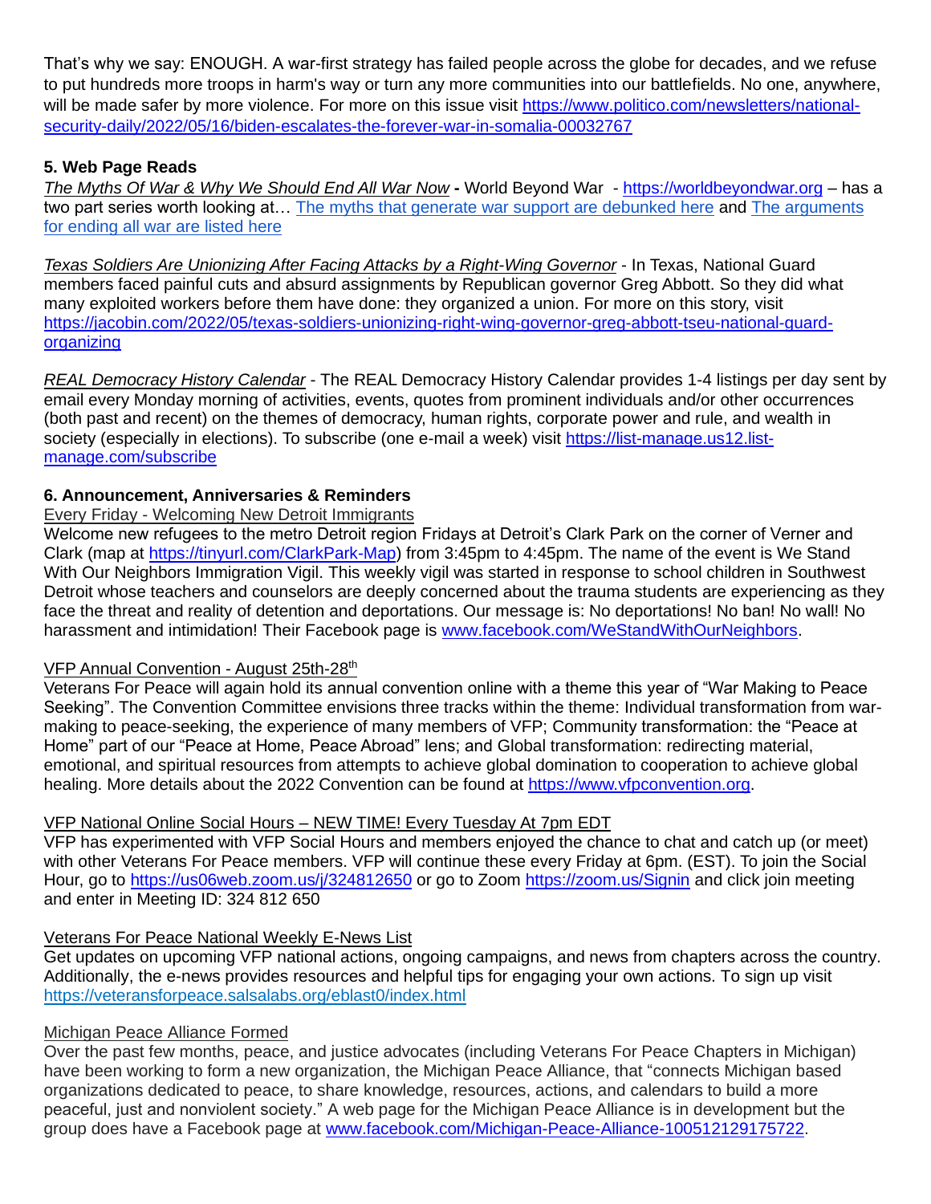That's why we say: ENOUGH. A war-first strategy has failed people across the globe for decades, and we refuse to put hundreds more troops in harm's way or turn any more communities into our battlefields. No one, anywhere, will be made safer by more violence. For more on this issue visit https://www.politico.com/newsletters/national-security-daily/2022/05/16/biden-escalates-the-forever-war-in-somalia-00032767

**5. Web Page Reads**

*The Myths Of War & Why We Should End All War Now* **-** World Beyond War - https://worldbeyondwar.org – has a two part series worth looking at… The myths that generate war support are debunked here and The arguments for ending all war are listed here

*Texas Soldiers Are Unionizing After Facing Attacks by a Right-Wing Governor* - In Texas, National Guard members faced painful cuts and absurd assignments by Republican governor Greg Abbott. So they did what many exploited workers before them have done: they organized a union. For more on this story, visit https://jacobin.com/2022/05/texas-soldiers-unionizing-right-wing-governor-greg-abbott-tseu-national-guard-organizing

*REAL Democracy History Calendar* - The REAL Democracy History Calendar provides 1-4 listings per day sent by email every Monday morning of activities, events, quotes from prominent individuals and/or other occurrences (both past and recent) on the themes of democracy, human rights, corporate power and rule, and wealth in society (especially in elections). To subscribe (one e-mail a week) visit https://list-manage.us12.list-manage.com/subscribe

**6. Announcement, Anniversaries & Reminders**

Every Friday - Welcoming New Detroit Immigrants

Welcome new refugees to the metro Detroit region Fridays at Detroit's Clark Park on the corner of Verner and Clark (map at https://tinyurl.com/ClarkPark-Map) from 3:45pm to 4:45pm. The name of the event is We Stand With Our Neighbors Immigration Vigil. This weekly vigil was started in response to school children in Southwest Detroit whose teachers and counselors are deeply concerned about the trauma students are experiencing as they face the threat and reality of detention and deportations. Our message is: No deportations! No ban! No wall! No harassment and intimidation! Their Facebook page is www.facebook.com/WeStandWithOurNeighbors.

VFP Annual Convention - August 25th-28th

Veterans For Peace will again hold its annual convention online with a theme this year of "War Making to Peace Seeking". The Convention Committee envisions three tracks within the theme: Individual transformation from war-making to peace-seeking, the experience of many members of VFP; Community transformation: the "Peace at Home" part of our "Peace at Home, Peace Abroad" lens; and Global transformation: redirecting material, emotional, and spiritual resources from attempts to achieve global domination to cooperation to achieve global healing. More details about the 2022 Convention can be found at https://www.vfpconvention.org.

VFP National Online Social Hours – NEW TIME! Every Tuesday At 7pm EDT

VFP has experimented with VFP Social Hours and members enjoyed the chance to chat and catch up (or meet) with other Veterans For Peace members. VFP will continue these every Friday at 6pm. (EST). To join the Social Hour, go to https://us06web.zoom.us/j/324812650 or go to Zoom https://zoom.us/Signin and click join meeting and enter in Meeting ID: 324 812 650

Veterans For Peace National Weekly E-News List

Get updates on upcoming VFP national actions, ongoing campaigns, and news from chapters across the country. Additionally, the e-news provides resources and helpful tips for engaging your own actions. To sign up visit https://veteransforpeace.salsalabs.org/eblast0/index.html

Michigan Peace Alliance Formed

Over the past few months, peace, and justice advocates (including Veterans For Peace Chapters in Michigan) have been working to form a new organization, the Michigan Peace Alliance, that "connects Michigan based organizations dedicated to peace, to share knowledge, resources, actions, and calendars to build a more peaceful, just and nonviolent society." A web page for the Michigan Peace Alliance is in development but the group does have a Facebook page at www.facebook.com/Michigan-Peace-Alliance-100512129175722.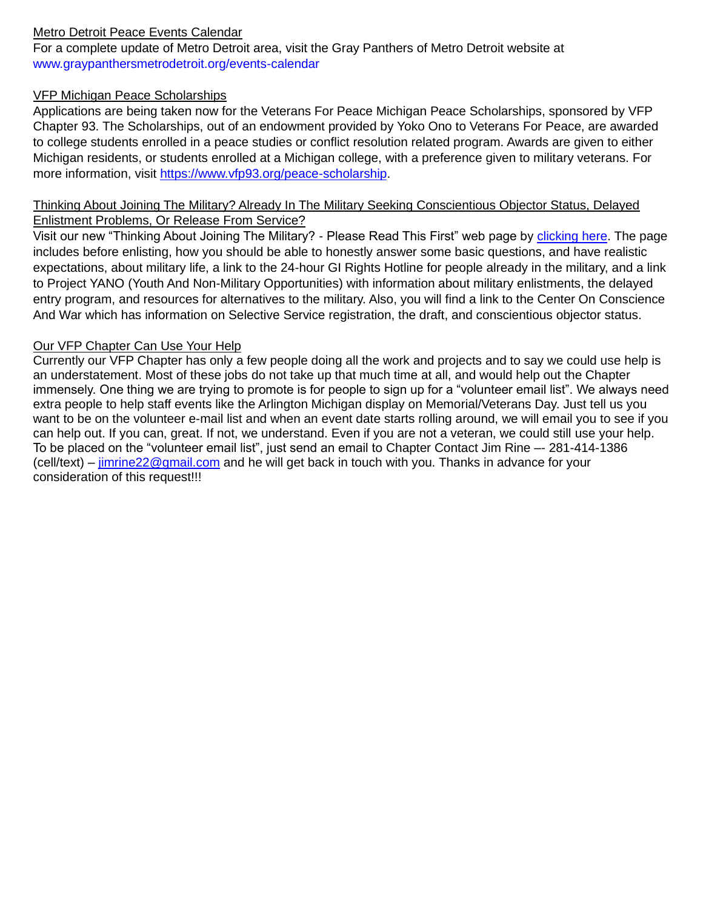Metro Detroit Peace Events Calendar

For a complete update of Metro Detroit area, visit the Gray Panthers of Metro Detroit website at www.graypanthersmetrodetroit.org/events-calendar

VFP Michigan Peace Scholarships

Applications are being taken now for the Veterans For Peace Michigan Peace Scholarships, sponsored by VFP Chapter 93. The Scholarships, out of an endowment provided by Yoko Ono to Veterans For Peace, are awarded to college students enrolled in a peace studies or conflict resolution related program. Awards are given to either Michigan residents, or students enrolled at a Michigan college, with a preference given to military veterans. For more information, visit https://www.vfp93.org/peace-scholarship.

Thinking About Joining The Military? Already In The Military Seeking Conscientious Objector Status, Delayed Enlistment Problems, Or Release From Service?

Visit our new “Thinking About Joining The Military? - Please Read This First” web page by clicking here. The page includes before enlisting, how you should be able to honestly answer some basic questions, and have realistic expectations, about military life, a link to the 24-hour GI Rights Hotline for people already in the military, and a link to Project YANO (Youth And Non-Military Opportunities) with information about military enlistments, the delayed entry program, and resources for alternatives to the military. Also, you will find a link to the Center On Conscience And War which has information on Selective Service registration, the draft, and conscientious objector status.

Our VFP Chapter Can Use Your Help

Currently our VFP Chapter has only a few people doing all the work and projects and to say we could use help is an understatement. Most of these jobs do not take up that much time at all, and would help out the Chapter immensely. One thing we are trying to promote is for people to sign up for a “volunteer email list”. We always need extra people to help staff events like the Arlington Michigan display on Memorial/Veterans Day. Just tell us you want to be on the volunteer e-mail list and when an event date starts rolling around, we will email you to see if you can help out. If you can, great. If not, we understand. Even if you are not a veteran, we could still use your help. To be placed on the “volunteer email list”, just send an email to Chapter Contact Jim Rine –- 281-414-1386 (cell/text) – jimrine22@gmail.com and he will get back in touch with you. Thanks in advance for your consideration of this request!!!